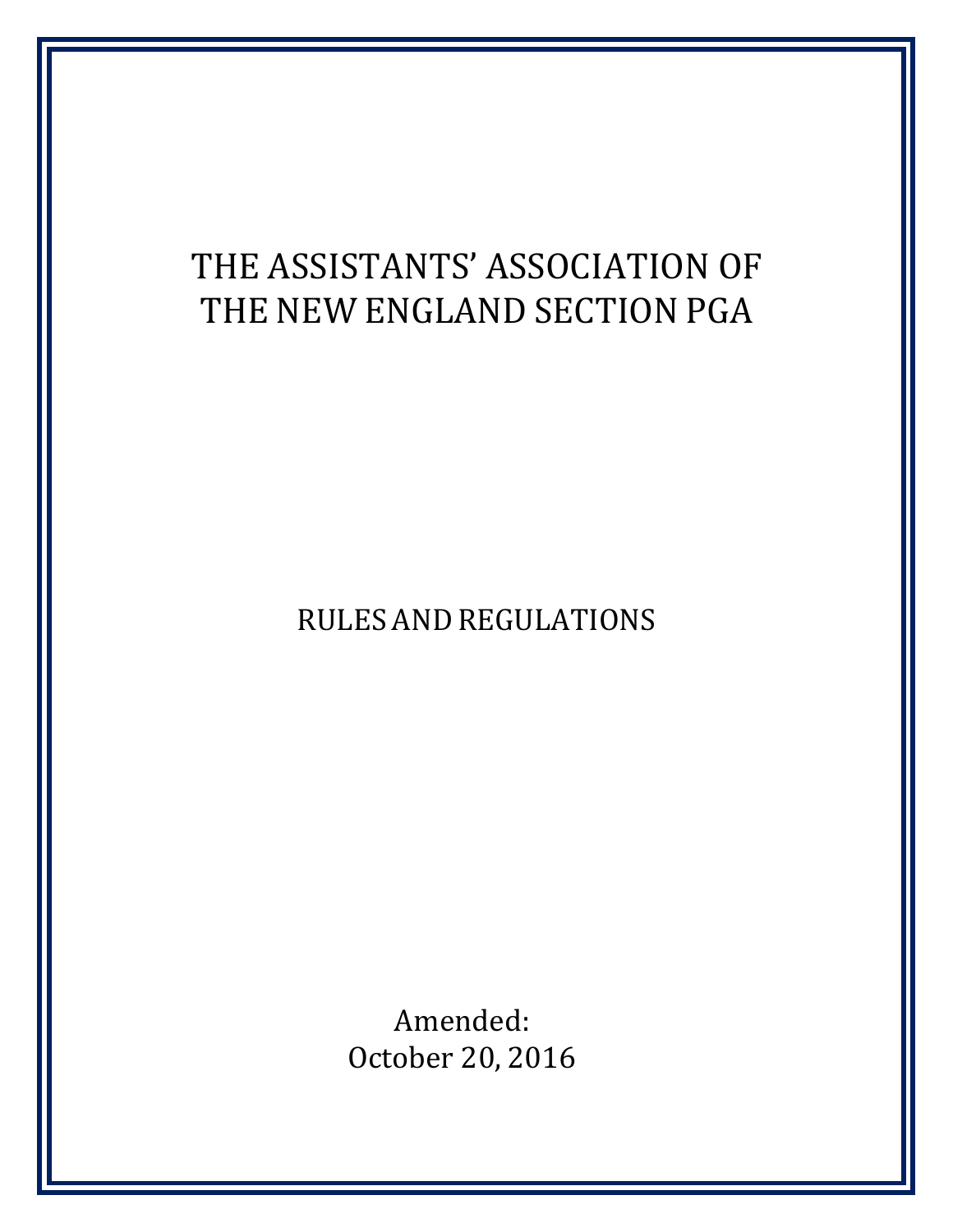# THE ASSISTANTS' ASSOCIATION OF THE NEW ENGLAND SECTION PGA

## RULES AND REGULATIONS

Amended:
October 20, 2016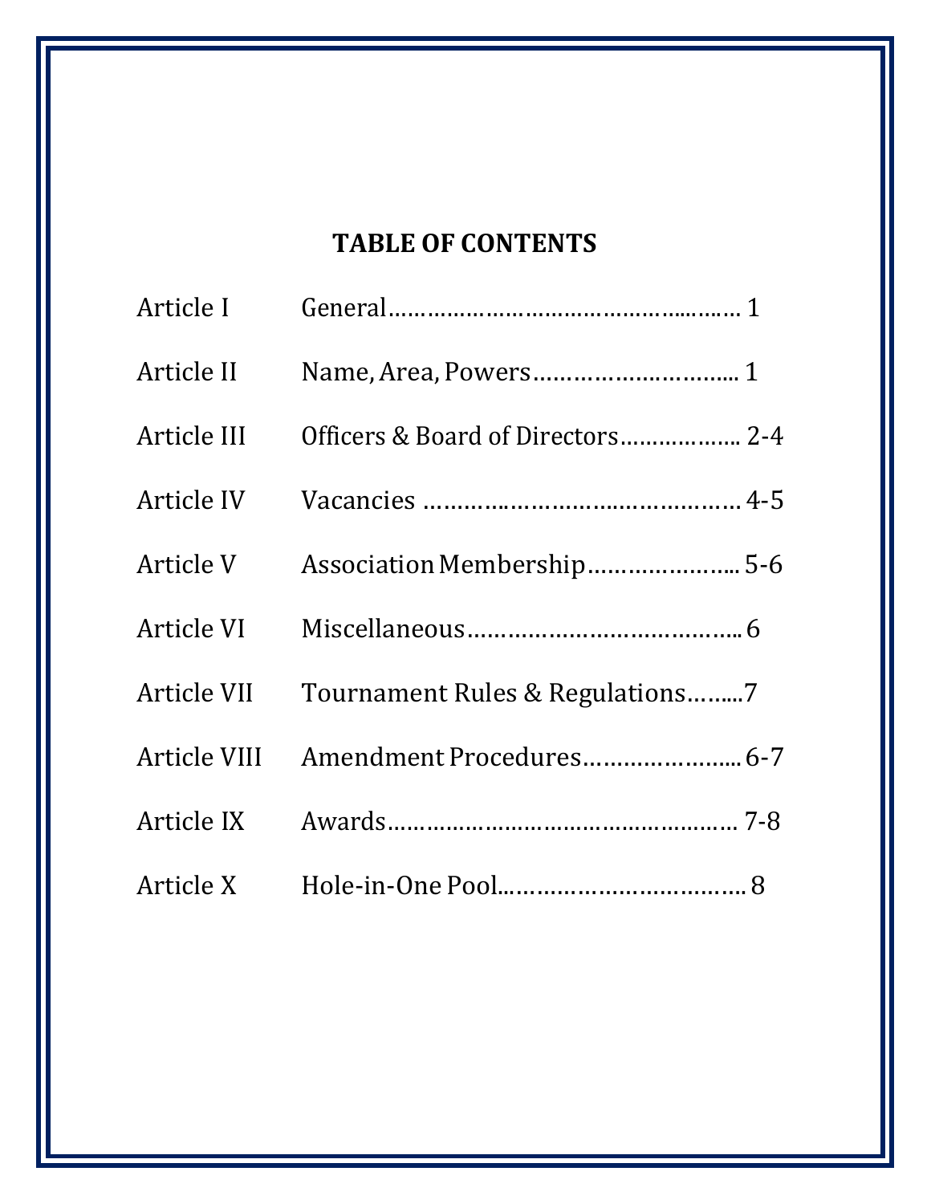# TABLE OF CONTENTS

| | | |
|---|---|---|
| Article I | General | 1 |
| Article II | Name, Area, Powers | 1 |
| Article III | Officers & Board of Directors | 2-4 |
| Article IV | Vacancies | 4-5 |
| Article V | Association Membership | 5-6 |
| Article VI | Miscellaneous | 6 |
| Article VII | Tournament Rules & Regulations | 7 |
| Article VIII | Amendment Procedures | 6-7 |
| Article IX | Awards | 7-8 |
| Article X | Hole-in-One Pool | 8 |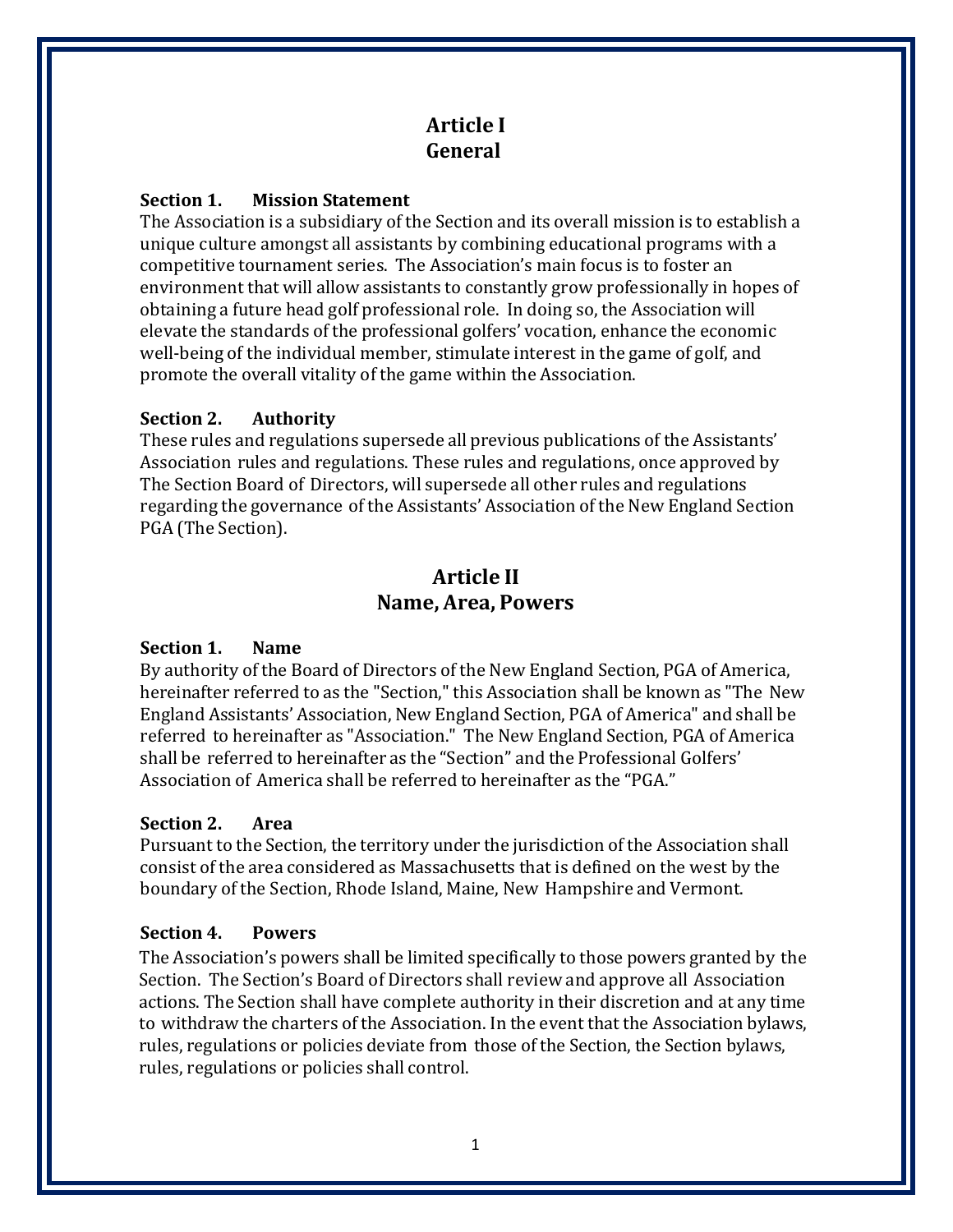## Article I
## General

**Section 1. Mission Statement**
The Association is a subsidiary of the Section and its overall mission is to establish a unique culture amongst all assistants by combining educational programs with a competitive tournament series. The Association's main focus is to foster an environment that will allow assistants to constantly grow professionally in hopes of obtaining a future head golf professional role. In doing so, the Association will elevate the standards of the professional golfers' vocation, enhance the economic well-being of the individual member, stimulate interest in the game of golf, and promote the overall vitality of the game within the Association.

**Section 2. Authority**
These rules and regulations supersede all previous publications of the Assistants' Association rules and regulations. These rules and regulations, once approved by The Section Board of Directors, will supersede all other rules and regulations regarding the governance of the Assistants' Association of the New England Section PGA (The Section).

## Article II
## Name, Area, Powers

**Section 1. Name**
By authority of the Board of Directors of the New England Section, PGA of America, hereinafter referred to as the "Section," this Association shall be known as "The New England Assistants' Association, New England Section, PGA of America" and shall be referred to hereinafter as "Association." The New England Section, PGA of America shall be referred to hereinafter as the "Section" and the Professional Golfers' Association of America shall be referred to hereinafter as the "PGA."

**Section 2. Area**
Pursuant to the Section, the territory under the jurisdiction of the Association shall consist of the area considered as Massachusetts that is defined on the west by the boundary of the Section, Rhode Island, Maine, New Hampshire and Vermont.

**Section 4. Powers**
The Association's powers shall be limited specifically to those powers granted by the Section. The Section's Board of Directors shall review and approve all Association actions. The Section shall have complete authority in their discretion and at any time to withdraw the charters of the Association. In the event that the Association bylaws, rules, regulations or policies deviate from those of the Section, the Section bylaws, rules, regulations or policies shall control.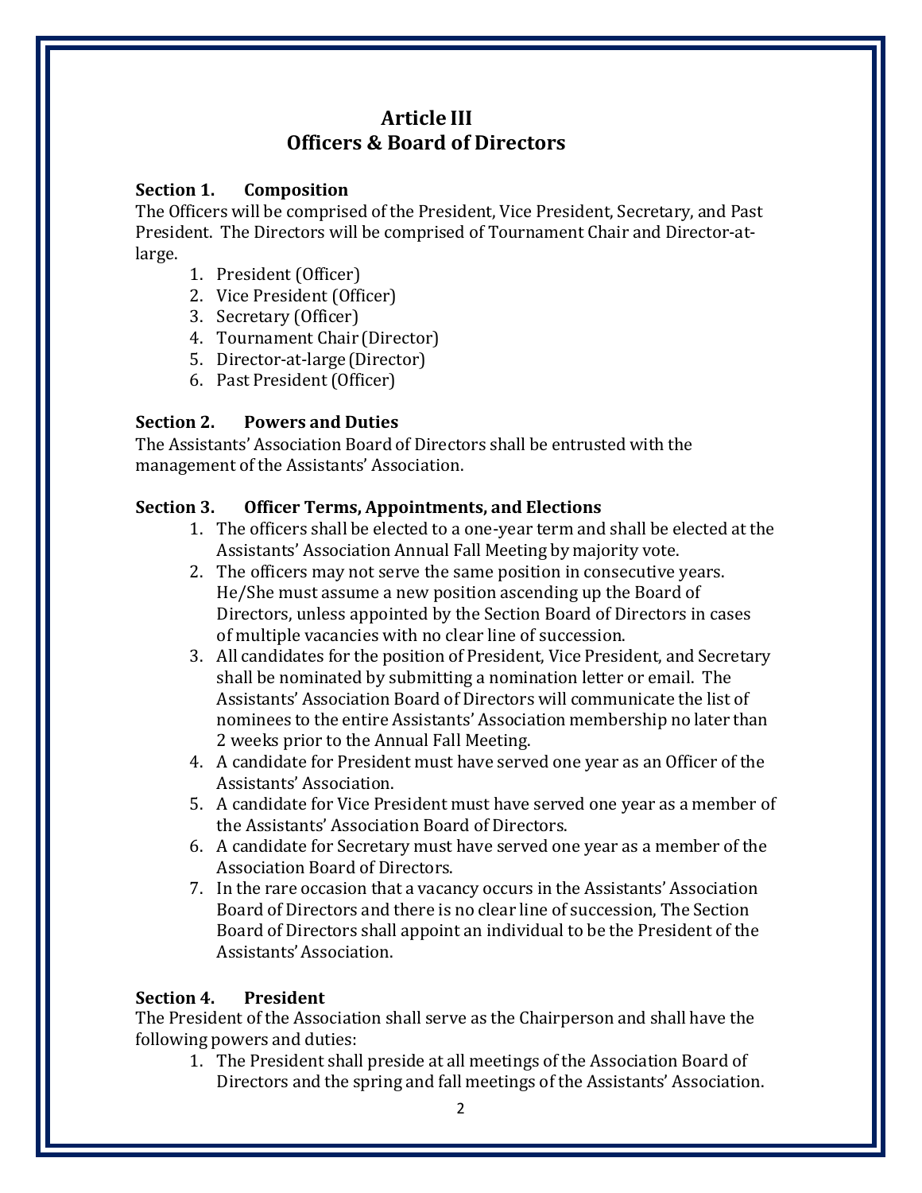# Article III
# Officers & Board of Directors

**Section 1. Composition**

The Officers will be comprised of the President, Vice President, Secretary, and Past President. The Directors will be comprised of Tournament Chair and Director-at-large.

1. President (Officer)
2. Vice President (Officer)
3. Secretary (Officer)
4. Tournament Chair (Director)
5. Director-at-large (Director)
6. Past President (Officer)

**Section 2. Powers and Duties**

The Assistants' Association Board of Directors shall be entrusted with the management of the Assistants' Association.

**Section 3. Officer Terms, Appointments, and Elections**

1. The officers shall be elected to a one-year term and shall be elected at the Assistants' Association Annual Fall Meeting by majority vote.
2. The officers may not serve the same position in consecutive years. He/She must assume a new position ascending up the Board of Directors, unless appointed by the Section Board of Directors in cases of multiple vacancies with no clear line of succession.
3. All candidates for the position of President, Vice President, and Secretary shall be nominated by submitting a nomination letter or email. The Assistants' Association Board of Directors will communicate the list of nominees to the entire Assistants' Association membership no later than 2 weeks prior to the Annual Fall Meeting.
4. A candidate for President must have served one year as an Officer of the Assistants' Association.
5. A candidate for Vice President must have served one year as a member of the Assistants' Association Board of Directors.
6. A candidate for Secretary must have served one year as a member of the Association Board of Directors.
7. In the rare occasion that a vacancy occurs in the Assistants' Association Board of Directors and there is no clear line of succession, The Section Board of Directors shall appoint an individual to be the President of the Assistants' Association.

**Section 4. President**

The President of the Association shall serve as the Chairperson and shall have the following powers and duties:

1. The President shall preside at all meetings of the Association Board of Directors and the spring and fall meetings of the Assistants' Association.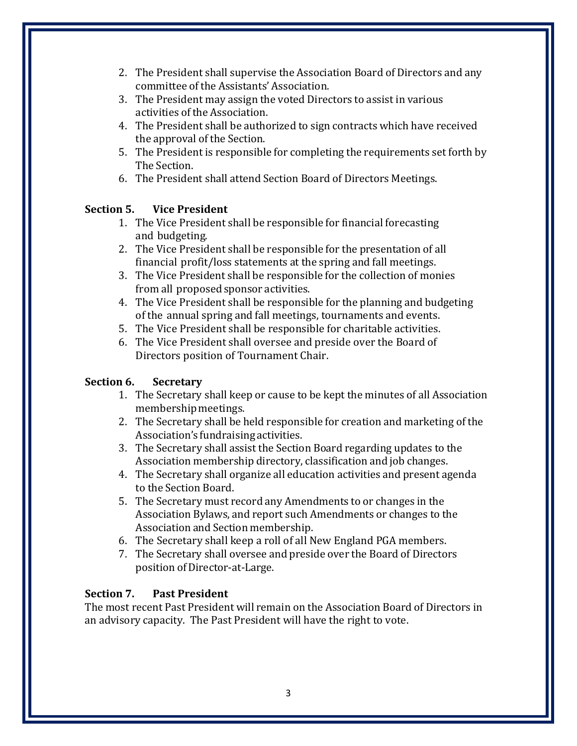2. The President shall supervise the Association Board of Directors and any committee of the Assistants' Association.
3. The President may assign the voted Directors to assist in various activities of the Association.
4. The President shall be authorized to sign contracts which have received the approval of the Section.
5. The President is responsible for completing the requirements set forth by The Section.
6. The President shall attend Section Board of Directors Meetings.

**Section 5. Vice President**

1. The Vice President shall be responsible for financial forecasting and budgeting.
2. The Vice President shall be responsible for the presentation of all financial profit/loss statements at the spring and fall meetings.
3. The Vice President shall be responsible for the collection of monies from all proposed sponsor activities.
4. The Vice President shall be responsible for the planning and budgeting of the annual spring and fall meetings, tournaments and events.
5. The Vice President shall be responsible for charitable activities.
6. The Vice President shall oversee and preside over the Board of Directors position of Tournament Chair.

**Section 6. Secretary**

1. The Secretary shall keep or cause to be kept the minutes of all Association membership meetings.
2. The Secretary shall be held responsible for creation and marketing of the Association's fundraising activities.
3. The Secretary shall assist the Section Board regarding updates to the Association membership directory, classification and job changes.
4. The Secretary shall organize all education activities and present agenda to the Section Board.
5. The Secretary must record any Amendments to or changes in the Association Bylaws, and report such Amendments or changes to the Association and Section membership.
6. The Secretary shall keep a roll of all New England PGA members.
7. The Secretary shall oversee and preside over the Board of Directors position of Director-at-Large.

**Section 7. Past President**

The most recent Past President will remain on the Association Board of Directors in an advisory capacity. The Past President will have the right to vote.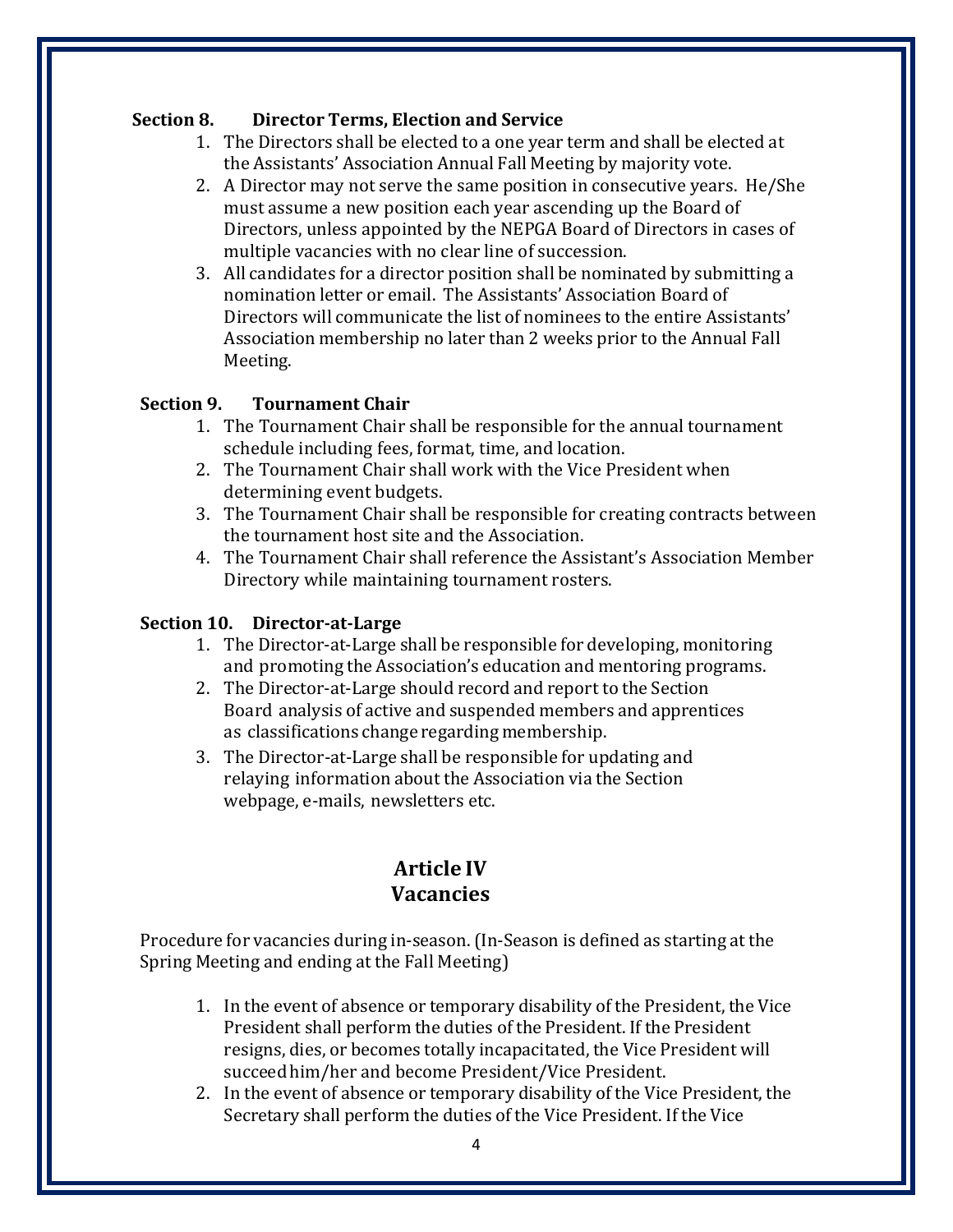**Section 8. Director Terms, Election and Service**

1. The Directors shall be elected to a one year term and shall be elected at the Assistants' Association Annual Fall Meeting by majority vote.
2. A Director may not serve the same position in consecutive years. He/She must assume a new position each year ascending up the Board of Directors, unless appointed by the NEPGA Board of Directors in cases of multiple vacancies with no clear line of succession.
3. All candidates for a director position shall be nominated by submitting a nomination letter or email. The Assistants' Association Board of Directors will communicate the list of nominees to the entire Assistants' Association membership no later than 2 weeks prior to the Annual Fall Meeting.

**Section 9. Tournament Chair**

1. The Tournament Chair shall be responsible for the annual tournament schedule including fees, format, time, and location.
2. The Tournament Chair shall work with the Vice President when determining event budgets.
3. The Tournament Chair shall be responsible for creating contracts between the tournament host site and the Association.
4. The Tournament Chair shall reference the Assistant's Association Member Directory while maintaining tournament rosters.

**Section 10. Director-at-Large**

1. The Director-at-Large shall be responsible for developing, monitoring and promoting the Association's education and mentoring programs.
2. The Director-at-Large should record and report to the Section Board analysis of active and suspended members and apprentices as classifications change regarding membership.
3. The Director-at-Large shall be responsible for updating and relaying information about the Association via the Section webpage, e-mails, newsletters etc.

## Article IV
## Vacancies

Procedure for vacancies during in-season. (In-Season is defined as starting at the Spring Meeting and ending at the Fall Meeting)

1. In the event of absence or temporary disability of the President, the Vice President shall perform the duties of the President. If the President resigns, dies, or becomes totally incapacitated, the Vice President will succeed him/her and become President/Vice President.
2. In the event of absence or temporary disability of the Vice President, the Secretary shall perform the duties of the Vice President. If the Vice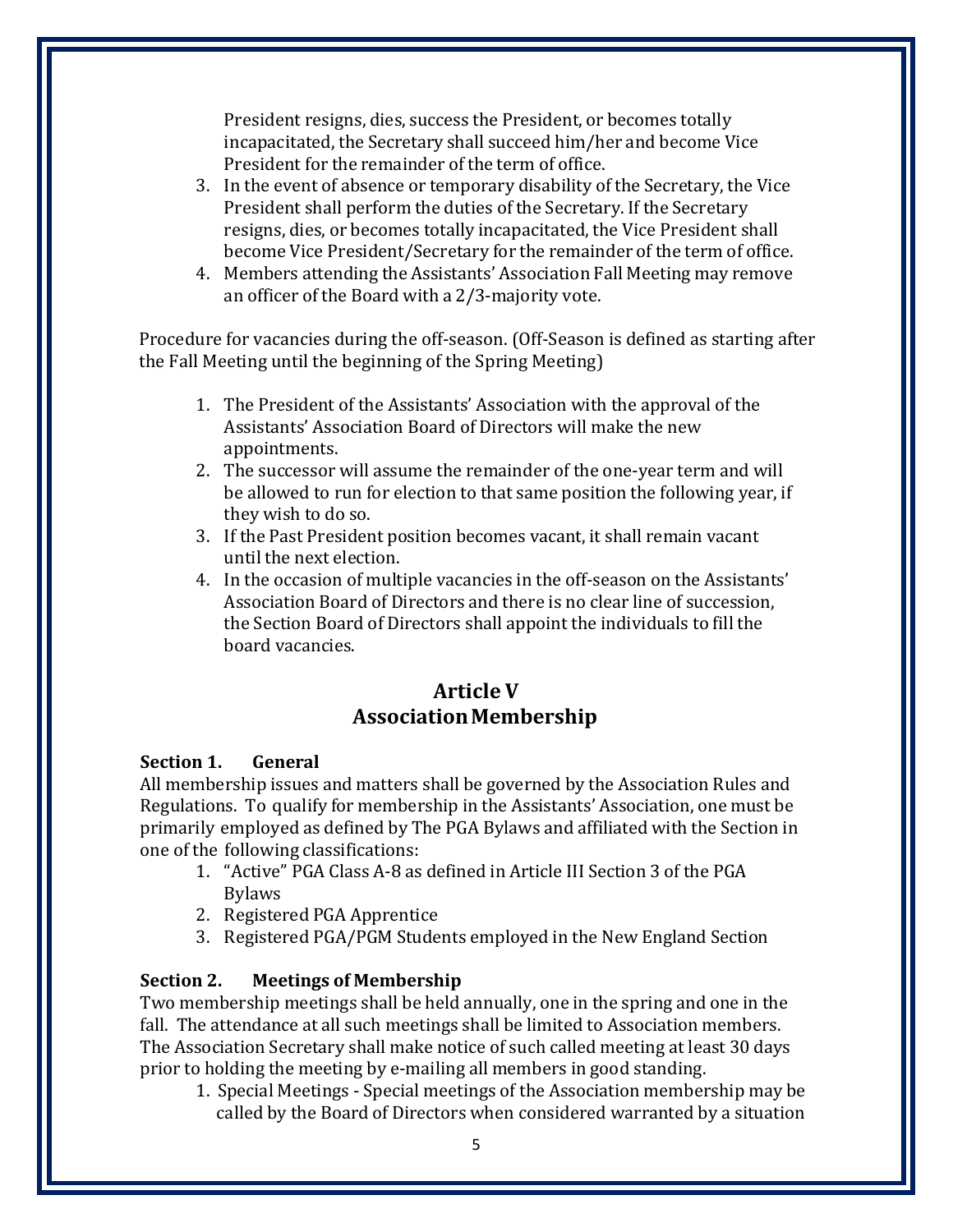President resigns, dies, success the President, or becomes totally incapacitated, the Secretary shall succeed him/her and become Vice President for the remainder of the term of office.

3. In the event of absence or temporary disability of the Secretary, the Vice President shall perform the duties of the Secretary. If the Secretary resigns, dies, or becomes totally incapacitated, the Vice President shall become Vice President/Secretary for the remainder of the term of office.
4. Members attending the Assistants' Association Fall Meeting may remove an officer of the Board with a 2/3-majority vote.

Procedure for vacancies during the off-season. (Off-Season is defined as starting after the Fall Meeting until the beginning of the Spring Meeting)

1. The President of the Assistants' Association with the approval of the Assistants' Association Board of Directors will make the new appointments.
2. The successor will assume the remainder of the one-year term and will be allowed to run for election to that same position the following year, if they wish to do so.
3. If the Past President position becomes vacant, it shall remain vacant until the next election.
4. In the occasion of multiple vacancies in the off-season on the Assistants' Association Board of Directors and there is no clear line of succession, the Section Board of Directors shall appoint the individuals to fill the board vacancies.

## Article V
## Association Membership

**Section 1. General**

All membership issues and matters shall be governed by the Association Rules and Regulations. To qualify for membership in the Assistants' Association, one must be primarily employed as defined by The PGA Bylaws and affiliated with the Section in one of the following classifications:

1. "Active" PGA Class A-8 as defined in Article III Section 3 of the PGA Bylaws
2. Registered PGA Apprentice
3. Registered PGA/PGM Students employed in the New England Section

**Section 2. Meetings of Membership**

Two membership meetings shall be held annually, one in the spring and one in the fall. The attendance at all such meetings shall be limited to Association members. The Association Secretary shall make notice of such called meeting at least 30 days prior to holding the meeting by e-mailing all members in good standing.

1. Special Meetings - Special meetings of the Association membership may be called by the Board of Directors when considered warranted by a situation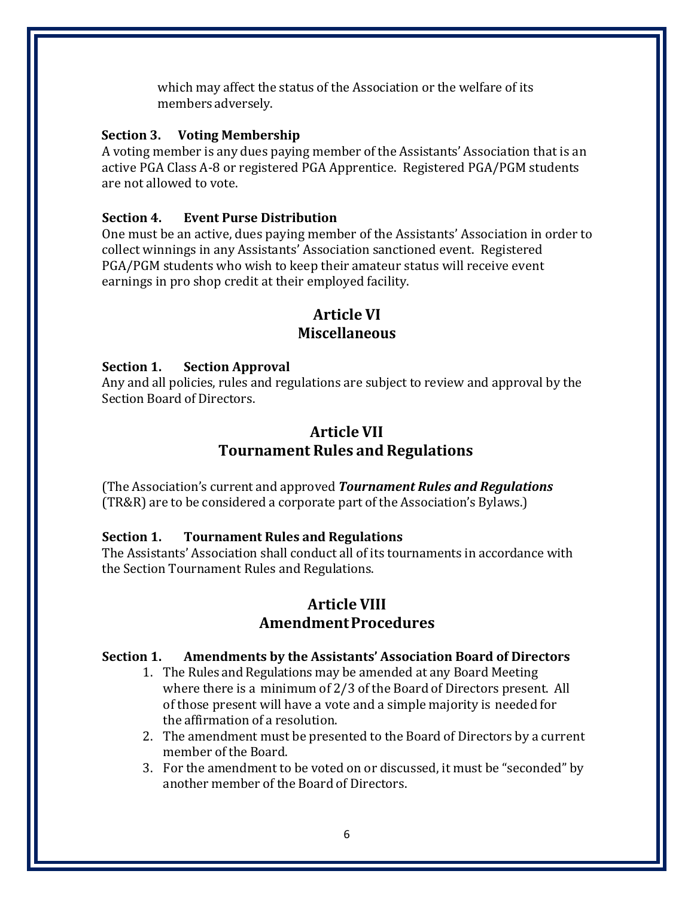which may affect the status of the Association or the welfare of its members adversely.

**Section 3. Voting Membership**

A voting member is any dues paying member of the Assistants' Association that is an active PGA Class A-8 or registered PGA Apprentice. Registered PGA/PGM students are not allowed to vote.

**Section 4. Event Purse Distribution**

One must be an active, dues paying member of the Assistants' Association in order to collect winnings in any Assistants' Association sanctioned event. Registered PGA/PGM students who wish to keep their amateur status will receive event earnings in pro shop credit at their employed facility.

## Article VI
## Miscellaneous

**Section 1. Section Approval**

Any and all policies, rules and regulations are subject to review and approval by the Section Board of Directors.

## Article VII
## Tournament Rules and Regulations

(The Association's current and approved ***Tournament Rules and Regulations*** (TR&R) are to be considered a corporate part of the Association's Bylaws.)

**Section 1. Tournament Rules and Regulations**

The Assistants' Association shall conduct all of its tournaments in accordance with the Section Tournament Rules and Regulations.

## Article VIII
## Amendment Procedures

**Section 1. Amendments by the Assistants' Association Board of Directors**

1. The Rules and Regulations may be amended at any Board Meeting where there is a minimum of 2/3 of the Board of Directors present. All of those present will have a vote and a simple majority is needed for the affirmation of a resolution.
2. The amendment must be presented to the Board of Directors by a current member of the Board.
3. For the amendment to be voted on or discussed, it must be "seconded" by another member of the Board of Directors.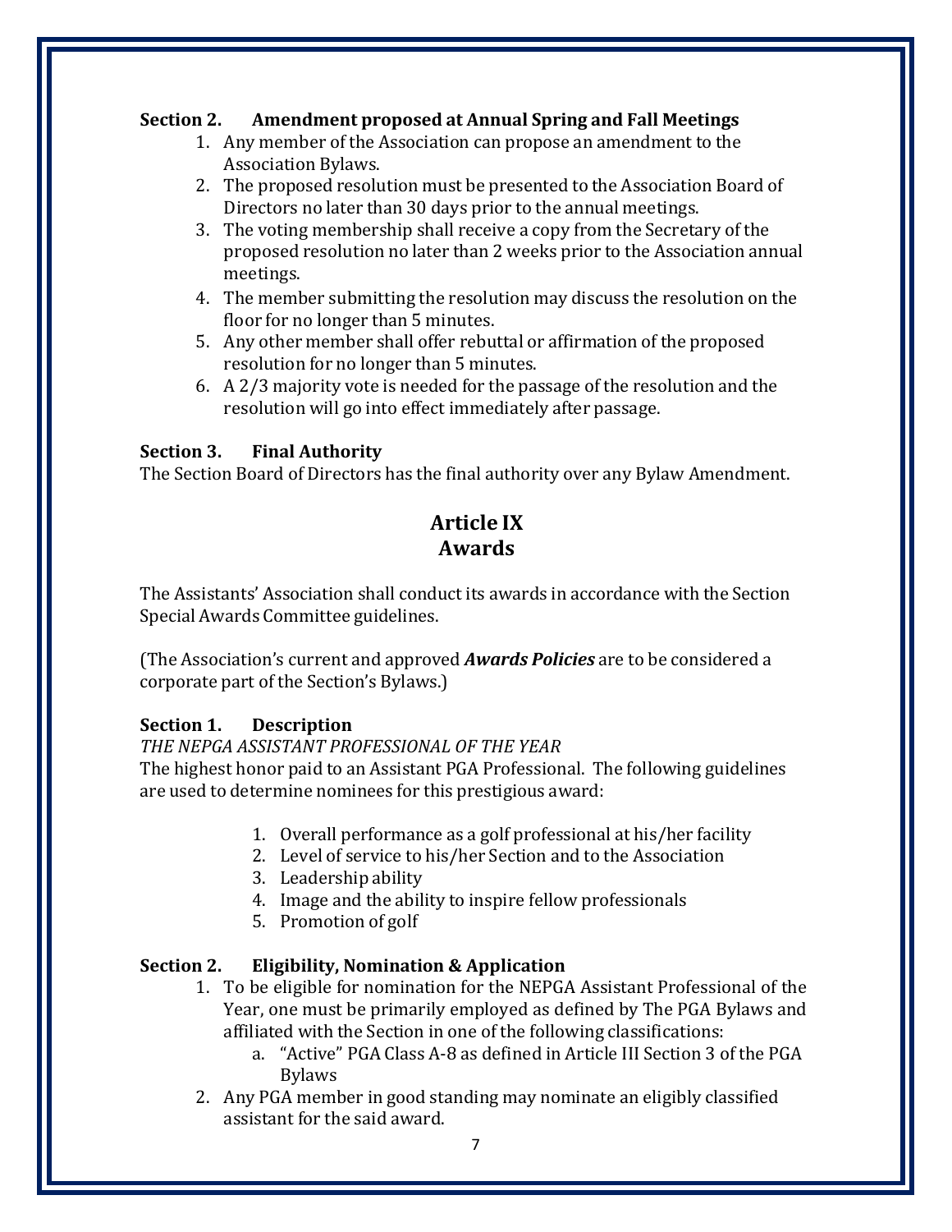**Section 2. Amendment proposed at Annual Spring and Fall Meetings**

1. Any member of the Association can propose an amendment to the Association Bylaws.
2. The proposed resolution must be presented to the Association Board of Directors no later than 30 days prior to the annual meetings.
3. The voting membership shall receive a copy from the Secretary of the proposed resolution no later than 2 weeks prior to the Association annual meetings.
4. The member submitting the resolution may discuss the resolution on the floor for no longer than 5 minutes.
5. Any other member shall offer rebuttal or affirmation of the proposed resolution for no longer than 5 minutes.
6. A 2/3 majority vote is needed for the passage of the resolution and the resolution will go into effect immediately after passage.

**Section 3. Final Authority**

The Section Board of Directors has the final authority over any Bylaw Amendment.

## Article IX
## Awards

The Assistants' Association shall conduct its awards in accordance with the Section Special Awards Committee guidelines.

(The Association's current and approved ***Awards Policies*** are to be considered a corporate part of the Section's Bylaws.)

**Section 1. Description**

*THE NEPGA ASSISTANT PROFESSIONAL OF THE YEAR*

The highest honor paid to an Assistant PGA Professional. The following guidelines are used to determine nominees for this prestigious award:

1. Overall performance as a golf professional at his/her facility
2. Level of service to his/her Section and to the Association
3. Leadership ability
4. Image and the ability to inspire fellow professionals
5. Promotion of golf

**Section 2. Eligibility, Nomination & Application**

1. To be eligible for nomination for the NEPGA Assistant Professional of the Year, one must be primarily employed as defined by The PGA Bylaws and affiliated with the Section in one of the following classifications:
   a. "Active" PGA Class A-8 as defined in Article III Section 3 of the PGA Bylaws
2. Any PGA member in good standing may nominate an eligibly classified assistant for the said award.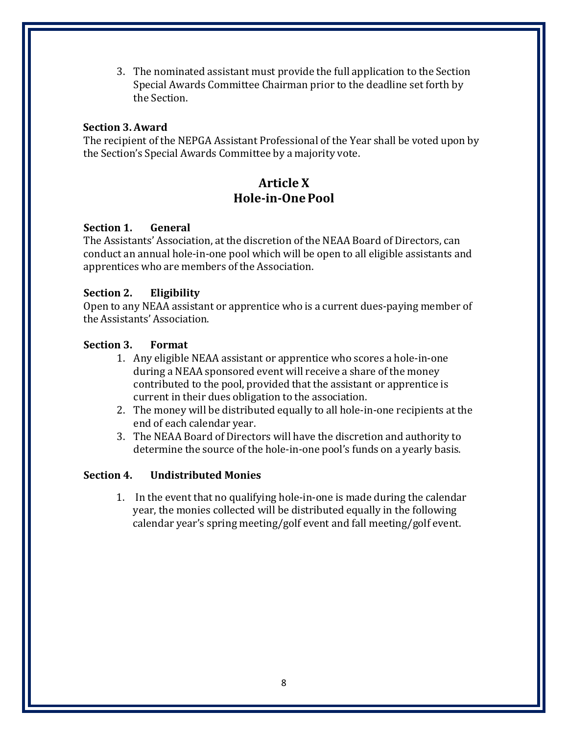3. The nominated assistant must provide the full application to the Section Special Awards Committee Chairman prior to the deadline set forth by the Section.

**Section 3. Award**

The recipient of the NEPGA Assistant Professional of the Year shall be voted upon by the Section's Special Awards Committee by a majority vote.

## Article X
## Hole-in-One Pool

**Section 1. General**

The Assistants' Association, at the discretion of the NEAA Board of Directors, can conduct an annual hole-in-one pool which will be open to all eligible assistants and apprentices who are members of the Association.

**Section 2. Eligibility**

Open to any NEAA assistant or apprentice who is a current dues-paying member of the Assistants' Association.

**Section 3. Format**

1. Any eligible NEAA assistant or apprentice who scores a hole-in-one during a NEAA sponsored event will receive a share of the money contributed to the pool, provided that the assistant or apprentice is current in their dues obligation to the association.
2. The money will be distributed equally to all hole-in-one recipients at the end of each calendar year.
3. The NEAA Board of Directors will have the discretion and authority to determine the source of the hole-in-one pool's funds on a yearly basis.

**Section 4. Undistributed Monies**

1. In the event that no qualifying hole-in-one is made during the calendar year, the monies collected will be distributed equally in the following calendar year's spring meeting/golf event and fall meeting/golf event.